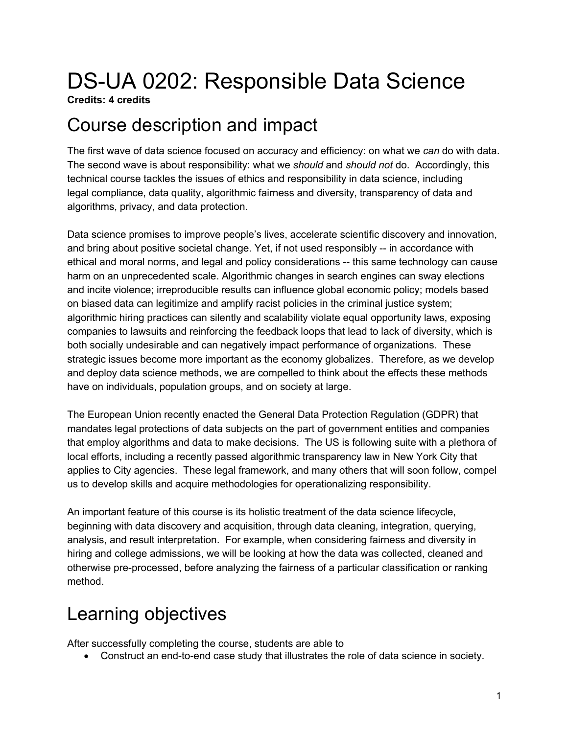# DS-UA 0202: Responsible Data Science

**Credits: 4 credits**

## Course description and impact

The first wave of data science focused on accuracy and efficiency: on what we *can* do with data. The second wave is about responsibility: what we *should* and *should not* do. Accordingly, this technical course tackles the issues of ethics and responsibility in data science, including legal compliance, data quality, algorithmic fairness and diversity, transparency of data and algorithms, privacy, and data protection.

Data science promises to improve people's lives, accelerate scientific discovery and innovation, and bring about positive societal change. Yet, if not used responsibly -- in accordance with ethical and moral norms, and legal and policy considerations -- this same technology can cause harm on an unprecedented scale. Algorithmic changes in search engines can sway elections and incite violence; irreproducible results can influence global economic policy; models based on biased data can legitimize and amplify racist policies in the criminal justice system; algorithmic hiring practices can silently and scalability violate equal opportunity laws, exposing companies to lawsuits and reinforcing the feedback loops that lead to lack of diversity, which is both socially undesirable and can negatively impact performance of organizations. These strategic issues become more important as the economy globalizes. Therefore, as we develop and deploy data science methods, we are compelled to think about the effects these methods have on individuals, population groups, and on society at large.

The European Union recently enacted the General Data Protection Regulation (GDPR) that mandates legal protections of data subjects on the part of government entities and companies that employ algorithms and data to make decisions. The US is following suite with a plethora of local efforts, including a recently passed algorithmic transparency law in New York City that applies to City agencies. These legal framework, and many others that will soon follow, compel us to develop skills and acquire methodologies for operationalizing responsibility.

An important feature of this course is its holistic treatment of the data science lifecycle, beginning with data discovery and acquisition, through data cleaning, integration, querying, analysis, and result interpretation. For example, when considering fairness and diversity in hiring and college admissions, we will be looking at how the data was collected, cleaned and otherwise pre-processed, before analyzing the fairness of a particular classification or ranking method.

## Learning objectives

After successfully completing the course, students are able to

- Construct an end-to-end case study that illustrates the role of data science in society.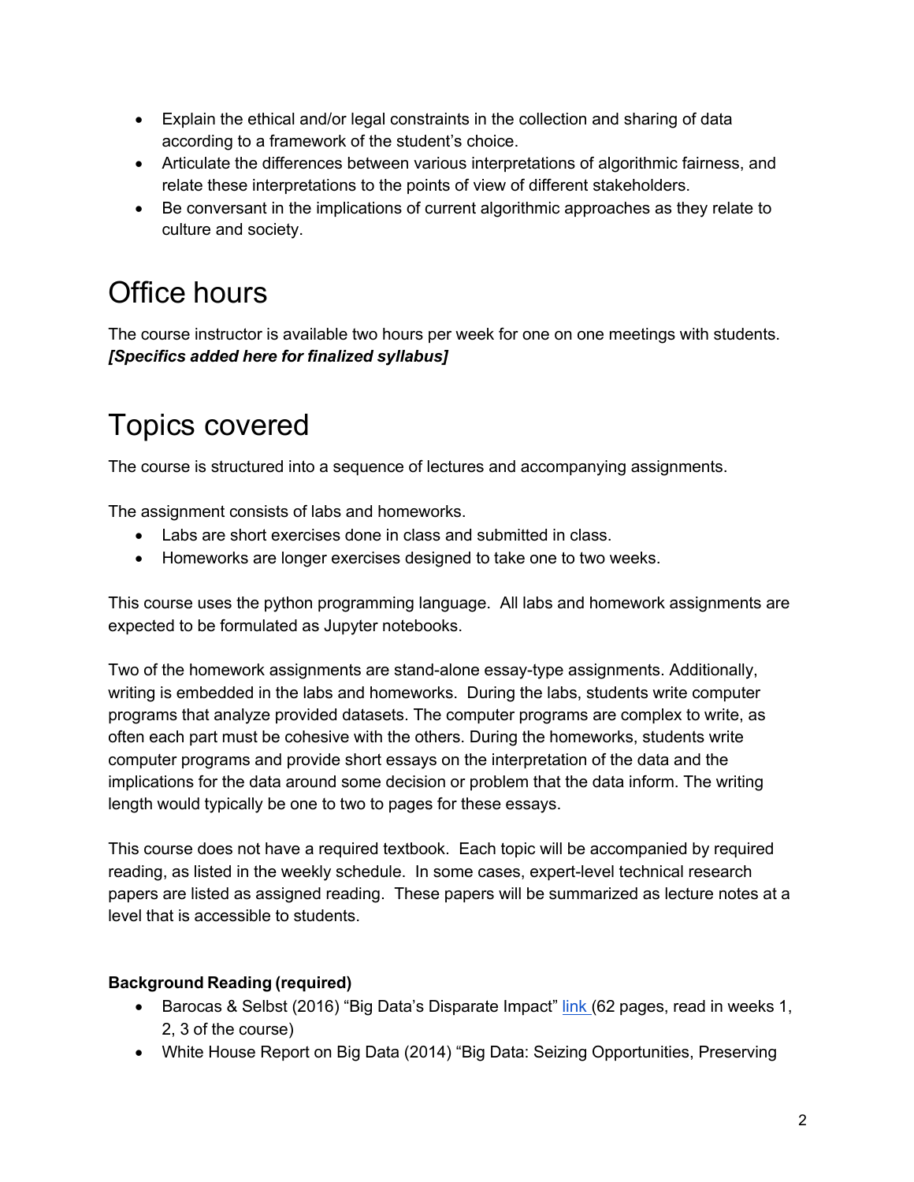- Explain the ethical and/or legal constraints in the collection and sharing of data according to a framework of the student's choice.
- Articulate the differences between various interpretations of algorithmic fairness, and relate these interpretations to the points of view of different stakeholders.
- Be conversant in the implications of current algorithmic approaches as they relate to culture and society.

# Office hours

The course instructor is available two hours per week for one on one meetings with students. ***[Specifics added here for finalized syllabus]***

# Topics covered

The course is structured into a sequence of lectures and accompanying assignments.

The assignment consists of labs and homeworks.

- Labs are short exercises done in class and submitted in class.
- Homeworks are longer exercises designed to take one to two weeks.

This course uses the python programming language. All labs and homework assignments are expected to be formulated as Jupyter notebooks.

Two of the homework assignments are stand-alone essay-type assignments. Additionally, writing is embedded in the labs and homeworks. During the labs, students write computer programs that analyze provided datasets. The computer programs are complex to write, as often each part must be cohesive with the others. During the homeworks, students write computer programs and provide short essays on the interpretation of the data and the implications for the data around some decision or problem that the data inform. The writing length would typically be one to two to pages for these essays.

This course does not have a required textbook. Each topic will be accompanied by required reading, as listed in the weekly schedule. In some cases, expert-level technical research papers are listed as assigned reading. These papers will be summarized as lecture notes at a level that is accessible to students.

**Background Reading (required)**

- Barocas & Selbst (2016) "Big Data's Disparate Impact" link (62 pages, read in weeks 1, 2, 3 of the course)
- White House Report on Big Data (2014) "Big Data: Seizing Opportunities, Preserving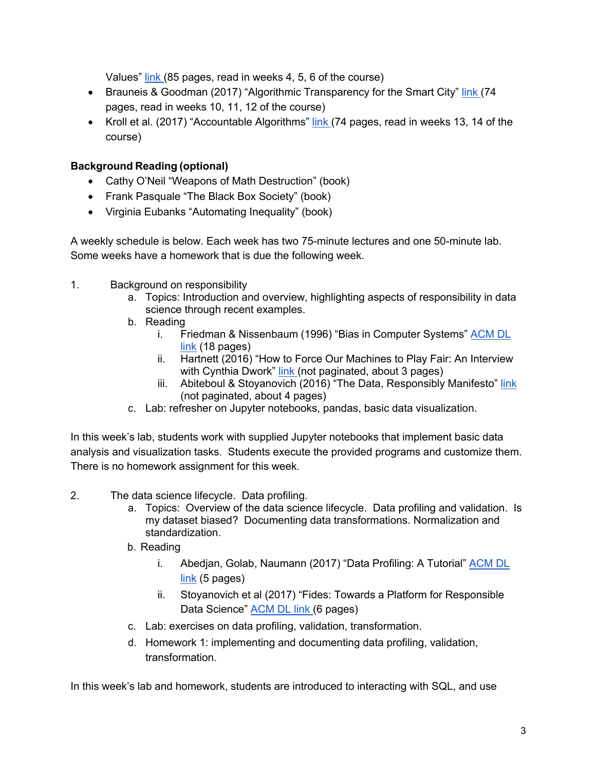Values" link (85 pages, read in weeks 4, 5, 6 of the course)

- Brauneis & Goodman (2017) "Algorithmic Transparency for the Smart City" link (74 pages, read in weeks 10, 11, 12 of the course)
- Kroll et al. (2017) "Accountable Algorithms" link (74 pages, read in weeks 13, 14 of the course)

**Background Reading (optional)**

- Cathy O'Neil "Weapons of Math Destruction" (book)
- Frank Pasquale "The Black Box Society" (book)
- Virginia Eubanks "Automating Inequality" (book)

A weekly schedule is below. Each week has two 75-minute lectures and one 50-minute lab. Some weeks have a homework that is due the following week.

1. Background on responsibility
    a. Topics: Introduction and overview, highlighting aspects of responsibility in data science through recent examples.
    b. Reading
        i. Friedman & Nissenbaum (1996) "Bias in Computer Systems" ACM DL link (18 pages)
        ii. Hartnett (2016) "How to Force Our Machines to Play Fair: An Interview with Cynthia Dwork" link (not paginated, about 3 pages)
        iii. Abiteboul & Stoyanovich (2016) "The Data, Responsibly Manifesto" link (not paginated, about 4 pages)
    c. Lab: refresher on Jupyter notebooks, pandas, basic data visualization.

In this week's lab, students work with supplied Jupyter notebooks that implement basic data analysis and visualization tasks. Students execute the provided programs and customize them. There is no homework assignment for this week.

2. The data science lifecycle. Data profiling.
    a. Topics: Overview of the data science lifecycle. Data profiling and validation. Is my dataset biased? Documenting data transformations. Normalization and standardization.
    b. Reading
        i. Abedjan, Golab, Naumann (2017) "Data Profiling: A Tutorial" ACM DL link (5 pages)
        ii. Stoyanovich et al (2017) "Fides: Towards a Platform for Responsible Data Science" ACM DL link (6 pages)
    c. Lab: exercises on data profiling, validation, transformation.
    d. Homework 1: implementing and documenting data profiling, validation, transformation.

In this week's lab and homework, students are introduced to interacting with SQL, and use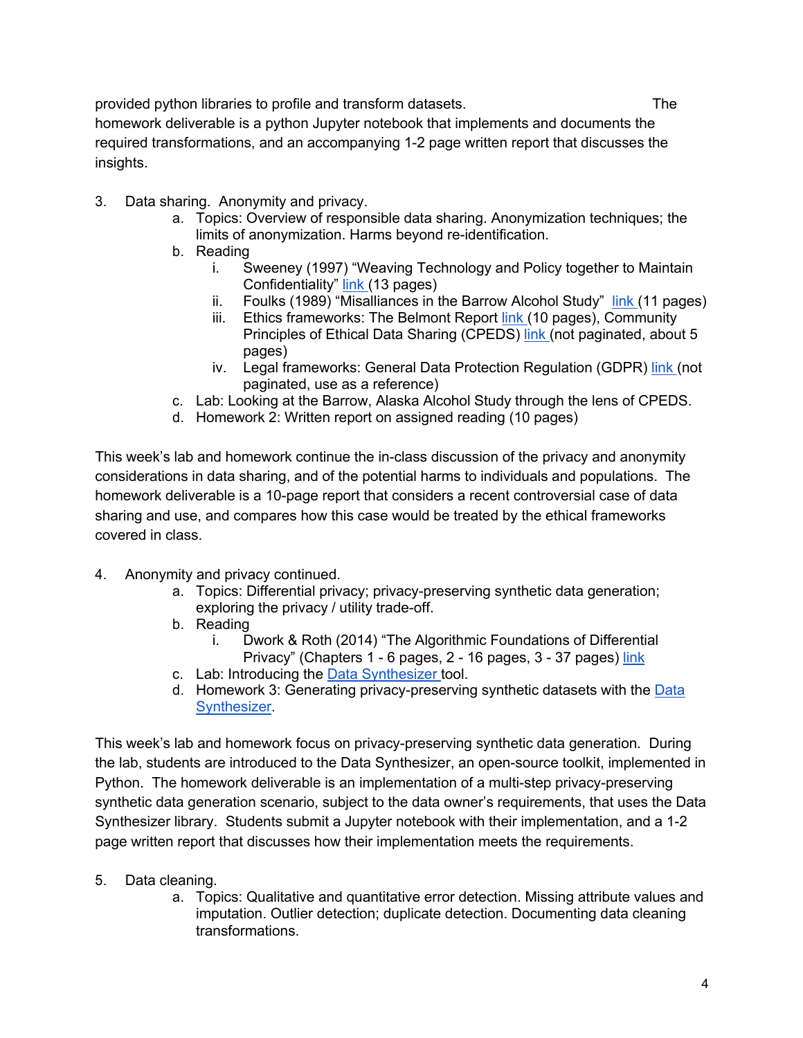provided python libraries to profile and transform datasets. The homework deliverable is a python Jupyter notebook that implements and documents the required transformations, and an accompanying 1-2 page written report that discusses the insights.

3. Data sharing. Anonymity and privacy.
   a. Topics: Overview of responsible data sharing. Anonymization techniques; the limits of anonymization. Harms beyond re-identification.
   b. Reading
      i. Sweeney (1997) "Weaving Technology and Policy together to Maintain Confidentiality" link (13 pages)
      ii. Foulks (1989) "Misalliances in the Barrow Alcohol Study" link (11 pages)
      iii. Ethics frameworks: The Belmont Report link (10 pages), Community Principles of Ethical Data Sharing (CPEDS) link (not paginated, about 5 pages)
      iv. Legal frameworks: General Data Protection Regulation (GDPR) link (not paginated, use as a reference)
   c. Lab: Looking at the Barrow, Alaska Alcohol Study through the lens of CPEDS.
   d. Homework 2: Written report on assigned reading (10 pages)

This week's lab and homework continue the in-class discussion of the privacy and anonymity considerations in data sharing, and of the potential harms to individuals and populations. The homework deliverable is a 10-page report that considers a recent controversial case of data sharing and use, and compares how this case would be treated by the ethical frameworks covered in class.

4. Anonymity and privacy continued.
   a. Topics: Differential privacy; privacy-preserving synthetic data generation; exploring the privacy / utility trade-off.
   b. Reading
      i. Dwork & Roth (2014) "The Algorithmic Foundations of Differential Privacy" (Chapters 1 - 6 pages, 2 - 16 pages, 3 - 37 pages) link
   c. Lab: Introducing the Data Synthesizer tool.
   d. Homework 3: Generating privacy-preserving synthetic datasets with the Data Synthesizer.

This week's lab and homework focus on privacy-preserving synthetic data generation. During the lab, students are introduced to the Data Synthesizer, an open-source toolkit, implemented in Python. The homework deliverable is an implementation of a multi-step privacy-preserving synthetic data generation scenario, subject to the data owner's requirements, that uses the Data Synthesizer library. Students submit a Jupyter notebook with their implementation, and a 1-2 page written report that discusses how their implementation meets the requirements.

5. Data cleaning.
   a. Topics: Qualitative and quantitative error detection. Missing attribute values and imputation. Outlier detection; duplicate detection. Documenting data cleaning transformations.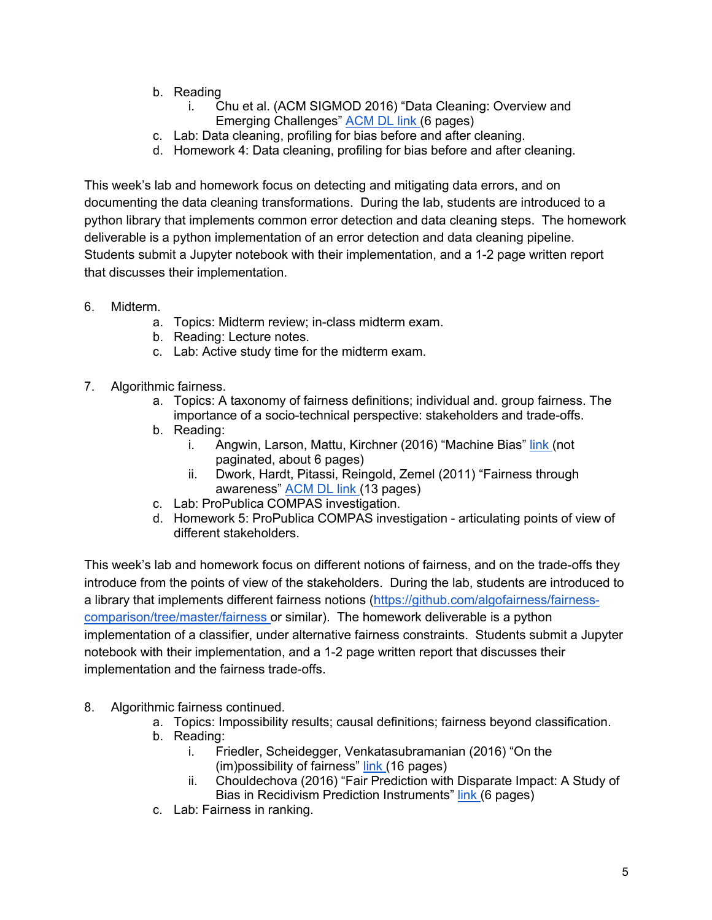b. Reading
      i. Chu et al. (ACM SIGMOD 2016) “Data Cleaning: Overview and Emerging Challenges” [ACM DL link](#) (6 pages)
   c. Lab: Data cleaning, profiling for bias before and after cleaning.
   d. Homework 4: Data cleaning, profiling for bias before and after cleaning.

This week’s lab and homework focus on detecting and mitigating data errors, and on documenting the data cleaning transformations. During the lab, students are introduced to a python library that implements common error detection and data cleaning steps. The homework deliverable is a python implementation of an error detection and data cleaning pipeline. Students submit a Jupyter notebook with their implementation, and a 1-2 page written report that discusses their implementation.

6. Midterm.
   a. Topics: Midterm review; in-class midterm exam.
   b. Reading: Lecture notes.
   c. Lab: Active study time for the midterm exam.

7. Algorithmic fairness.
   a. Topics: A taxonomy of fairness definitions; individual and. group fairness. The importance of a socio-technical perspective: stakeholders and trade-offs.
   b. Reading:
      i. Angwin, Larson, Mattu, Kirchner (2016) “Machine Bias” [link](#) (not paginated, about 6 pages)
      ii. Dwork, Hardt, Pitassi, Reingold, Zemel (2011) “Fairness through awareness” [ACM DL link](#) (13 pages)
   c. Lab: ProPublica COMPAS investigation.
   d. Homework 5: ProPublica COMPAS investigation - articulating points of view of different stakeholders.

This week’s lab and homework focus on different notions of fairness, and on the trade-offs they introduce from the points of view of the stakeholders. During the lab, students are introduced to a library that implements different fairness notions (https://github.com/algofairness/fairness-comparison/tree/master/fairness or similar). The homework deliverable is a python implementation of a classifier, under alternative fairness constraints. Students submit a Jupyter notebook with their implementation, and a 1-2 page written report that discusses their implementation and the fairness trade-offs.

8. Algorithmic fairness continued.
   a. Topics: Impossibility results; causal definitions; fairness beyond classification.
   b. Reading:
      i. Friedler, Scheidegger, Venkatasubramanian (2016) “On the (im)possibility of fairness” [link](#) (16 pages)
      ii. Chouldechova (2016) “Fair Prediction with Disparate Impact: A Study of Bias in Recidivism Prediction Instruments” [link](#) (6 pages)
   c. Lab: Fairness in ranking.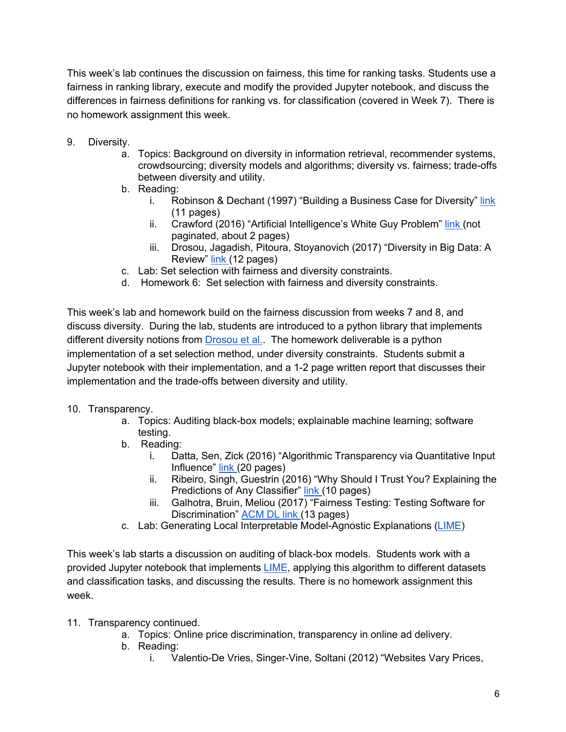This week's lab continues the discussion on fairness, this time for ranking tasks. Students use a fairness in ranking library, execute and modify the provided Jupyter notebook, and discuss the differences in fairness definitions for ranking vs. for classification (covered in Week 7). There is no homework assignment this week.

9. Diversity.
    a. Topics: Background on diversity in information retrieval, recommender systems, crowdsourcing; diversity models and algorithms; diversity vs. fairness; trade-offs between diversity and utility.
    b. Reading:
        i. Robinson & Dechant (1997) "Building a Business Case for Diversity" link (11 pages)
        ii. Crawford (2016) "Artificial Intelligence's White Guy Problem" link (not paginated, about 2 pages)
        iii. Drosou, Jagadish, Pitoura, Stoyanovich (2017) "Diversity in Big Data: A Review" link (12 pages)
    c. Lab: Set selection with fairness and diversity constraints.
    d. Homework 6: Set selection with fairness and diversity constraints.

This week's lab and homework build on the fairness discussion from weeks 7 and 8, and discuss diversity. During the lab, students are introduced to a python library that implements different diversity notions from Drosou et al.. The homework deliverable is a python implementation of a set selection method, under diversity constraints. Students submit a Jupyter notebook with their implementation, and a 1-2 page written report that discusses their implementation and the trade-offs between diversity and utility.

10. Transparency.
    a. Topics: Auditing black-box models; explainable machine learning; software testing.
    b. Reading:
        i. Datta, Sen, Zick (2016) "Algorithmic Transparency via Quantitative Input Influence" link (20 pages)
        ii. Ribeiro, Singh, Guestrin (2016) "Why Should I Trust You? Explaining the Predictions of Any Classifier" link (10 pages)
        iii. Galhotra, Bruin, Meliou (2017) "Fairness Testing: Testing Software for Discrimination" ACM DL link (13 pages)
    c. Lab: Generating Local Interpretable Model-Agnostic Explanations (LIME)

This week's lab starts a discussion on auditing of black-box models. Students work with a provided Jupyter notebook that implements LIME, applying this algorithm to different datasets and classification tasks, and discussing the results. There is no homework assignment this week.

11. Transparency continued.
    a. Topics: Online price discrimination, transparency in online ad delivery.
    b. Reading:
        i. Valentio-De Vries, Singer-Vine, Soltani (2012) "Websites Vary Prices,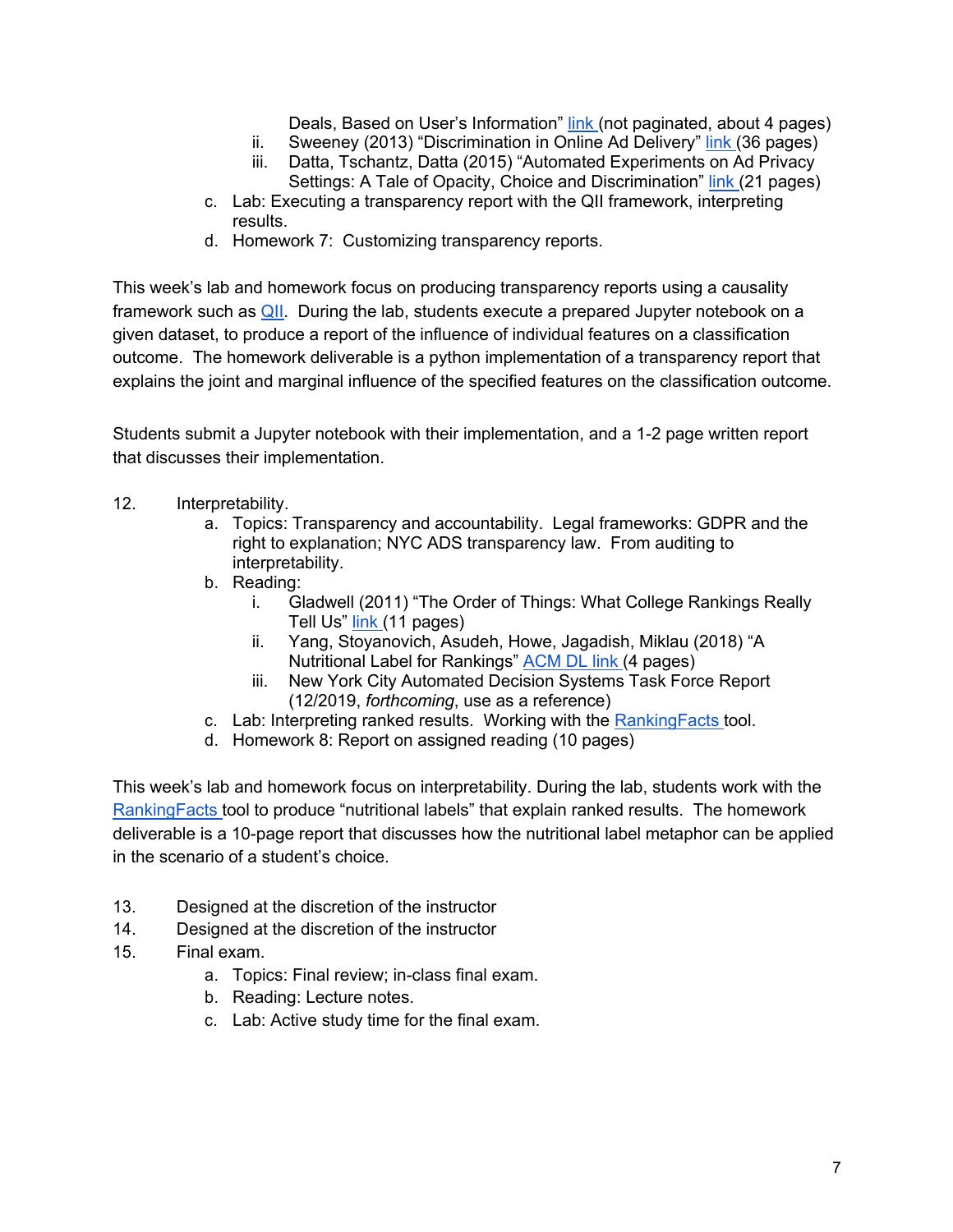Deals, Based on User's Information" [link](#) (not paginated, about 4 pages)
    - ii. Sweeney (2013) "Discrimination in Online Ad Delivery" [link](#) (36 pages)
    - iii. Datta, Tschantz, Datta (2015) "Automated Experiments on Ad Privacy Settings: A Tale of Opacity, Choice and Discrimination" [link](#) (21 pages)
  - c. Lab: Executing a transparency report with the QII framework, interpreting results.
  - d. Homework 7: Customizing transparency reports.

This week's lab and homework focus on producing transparency reports using a causality framework such as [QII](#). During the lab, students execute a prepared Jupyter notebook on a given dataset, to produce a report of the influence of individual features on a classification outcome. The homework deliverable is a python implementation of a transparency report that explains the joint and marginal influence of the specified features on the classification outcome.

Students submit a Jupyter notebook with their implementation, and a 1-2 page written report that discusses their implementation.

12. Interpretability.
    - a. Topics: Transparency and accountability. Legal frameworks: GDPR and the right to explanation; NYC ADS transparency law. From auditing to interpretability.
    - b. Reading:
        - i. Gladwell (2011) "The Order of Things: What College Rankings Really Tell Us" [link](#) (11 pages)
        - ii. Yang, Stoyanovich, Asudeh, Howe, Jagadish, Miklau (2018) "A Nutritional Label for Rankings" [ACM DL link](#) (4 pages)
        - iii. New York City Automated Decision Systems Task Force Report (12/2019, *forthcoming*, use as a reference)
    - c. Lab: Interpreting ranked results. Working with the [RankingFacts](#) tool.
    - d. Homework 8: Report on assigned reading (10 pages)

This week's lab and homework focus on interpretability. During the lab, students work with the [RankingFacts](#) tool to produce "nutritional labels" that explain ranked results. The homework deliverable is a 10-page report that discusses how the nutritional label metaphor can be applied in the scenario of a student's choice.

13. Designed at the discretion of the instructor
14. Designed at the discretion of the instructor
15. Final exam.
    - a. Topics: Final review; in-class final exam.
    - b. Reading: Lecture notes.
    - c. Lab: Active study time for the final exam.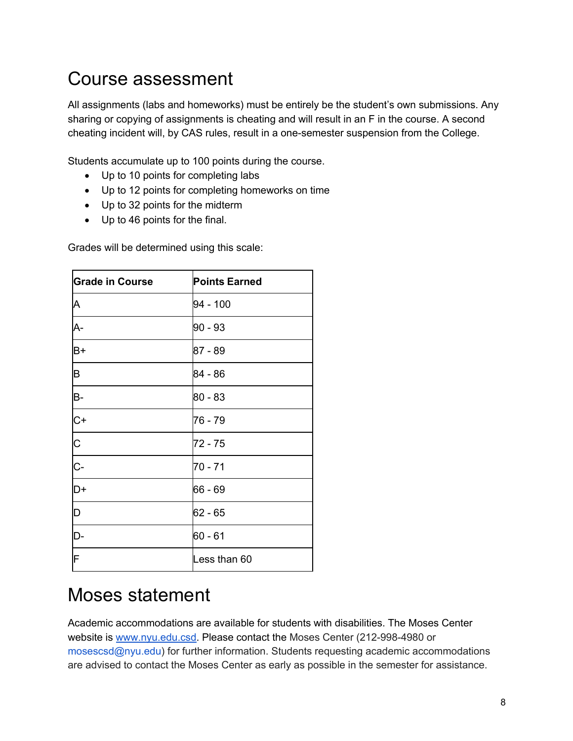# Course assessment

All assignments (labs and homeworks) must be entirely be the student's own submissions. Any sharing or copying of assignments is cheating and will result in an F in the course. A second cheating incident will, by CAS rules, result in a one-semester suspension from the College.

Students accumulate up to 100 points during the course.

- Up to 10 points for completing labs
- Up to 12 points for completing homeworks on time
- Up to 32 points for the midterm
- Up to 46 points for the final.

Grades will be determined using this scale:

| **Grade in Course** | **Points Earned** |
|---|---|
| A | 94 - 100 |
| A- | 90 - 93 |
| B+ | 87 - 89 |
| B | 84 - 86 |
| B- | 80 - 83 |
| C+ | 76 - 79 |
| C | 72 - 75 |
| C- | 70 - 71 |
| D+ | 66 - 69 |
| D | 62 - 65 |
| D- | 60 - 61 |
| F | Less than 60 |

# Moses statement

Academic accommodations are available for students with disabilities. The Moses Center website is www.nyu.edu.csd. Please contact the Moses Center (212-998-4980 or mosescsd@nyu.edu) for further information. Students requesting academic accommodations are advised to contact the Moses Center as early as possible in the semester for assistance.